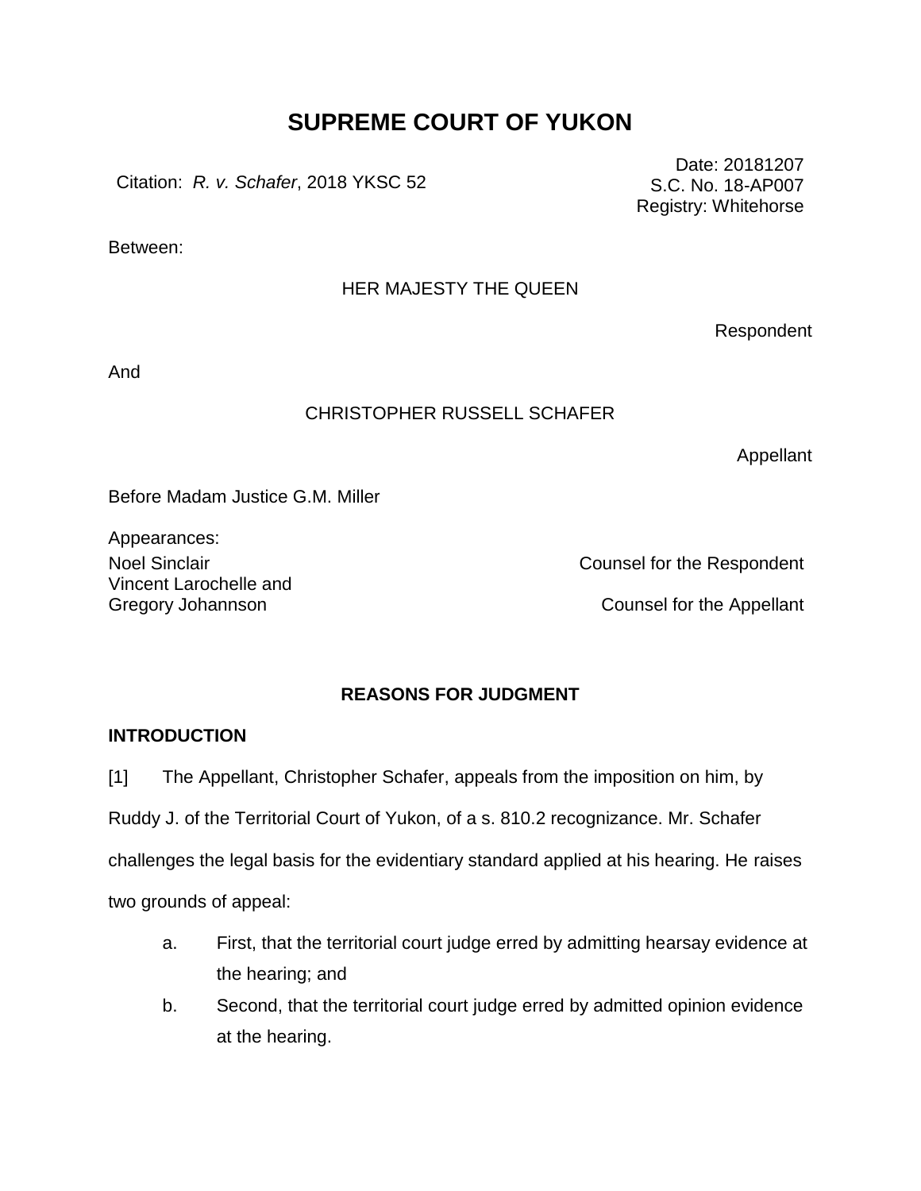# SUPREME COURT OF YUKON

Citation: *R. v. Schafer*, 2018 YKSC 52

Date: 20181207
S.C. No. 18-AP007
Registry: Whitehorse

Between:

HER MAJESTY THE QUEEN

Respondent

And

CHRISTOPHER RUSSELL SCHAFER

Appellant

Before Madam Justice G.M. Miller

Appearances:

| | |
|---|---|
| Noel Sinclair | Counsel for the Respondent |
| Vincent Larochelle and Gregory Johannson | Counsel for the Appellant |

## REASONS FOR JUDGMENT

### INTRODUCTION

[1] The Appellant, Christopher Schafer, appeals from the imposition on him, by Ruddy J. of the Territorial Court of Yukon, of a s. 810.2 recognizance. Mr. Schafer challenges the legal basis for the evidentiary standard applied at his hearing. He raises two grounds of appeal:

a. First, that the territorial court judge erred by admitting hearsay evidence at the hearing; and

b. Second, that the territorial court judge erred by admitted opinion evidence at the hearing.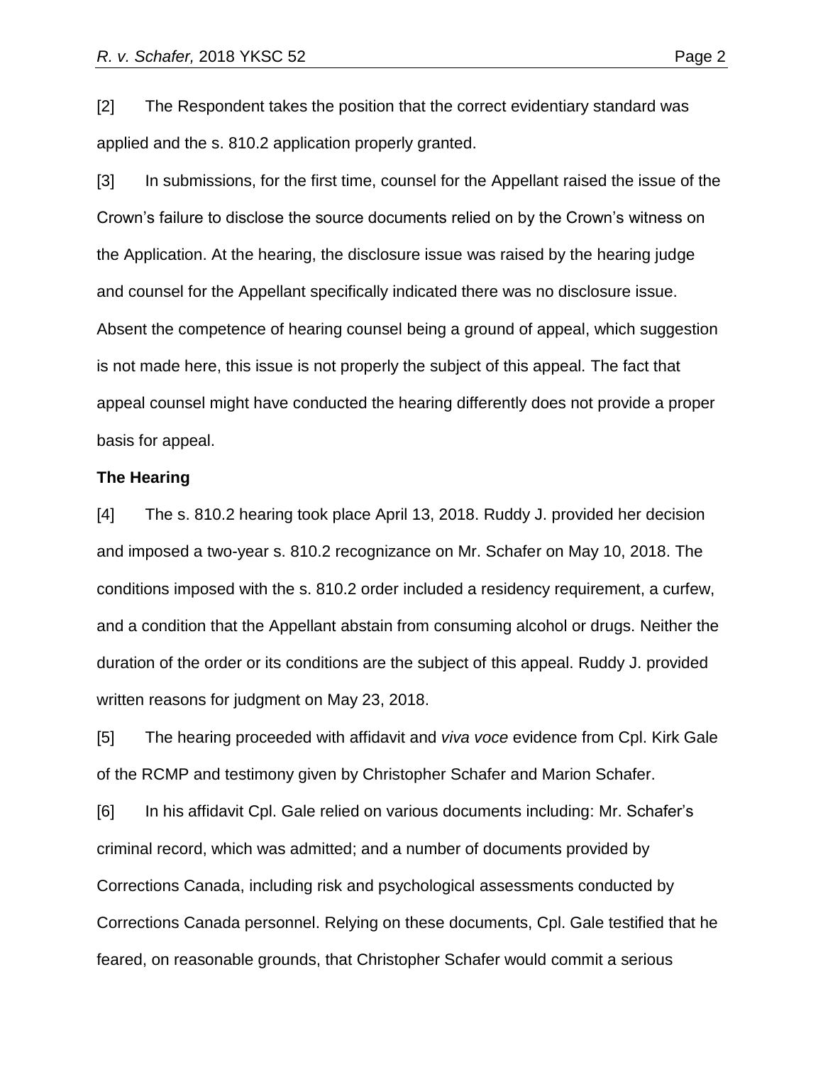[2] The Respondent takes the position that the correct evidentiary standard was applied and the s. 810.2 application properly granted.

[3] In submissions, for the first time, counsel for the Appellant raised the issue of the Crown's failure to disclose the source documents relied on by the Crown's witness on the Application. At the hearing, the disclosure issue was raised by the hearing judge and counsel for the Appellant specifically indicated there was no disclosure issue. Absent the competence of hearing counsel being a ground of appeal, which suggestion is not made here, this issue is not properly the subject of this appeal. The fact that appeal counsel might have conducted the hearing differently does not provide a proper basis for appeal.

**The Hearing**

[4] The s. 810.2 hearing took place April 13, 2018. Ruddy J. provided her decision and imposed a two-year s. 810.2 recognizance on Mr. Schafer on May 10, 2018. The conditions imposed with the s. 810.2 order included a residency requirement, a curfew, and a condition that the Appellant abstain from consuming alcohol or drugs. Neither the duration of the order or its conditions are the subject of this appeal. Ruddy J. provided written reasons for judgment on May 23, 2018.

[5] The hearing proceeded with affidavit and *viva voce* evidence from Cpl. Kirk Gale of the RCMP and testimony given by Christopher Schafer and Marion Schafer.

[6] In his affidavit Cpl. Gale relied on various documents including: Mr. Schafer's criminal record, which was admitted; and a number of documents provided by Corrections Canada, including risk and psychological assessments conducted by Corrections Canada personnel. Relying on these documents, Cpl. Gale testified that he feared, on reasonable grounds, that Christopher Schafer would commit a serious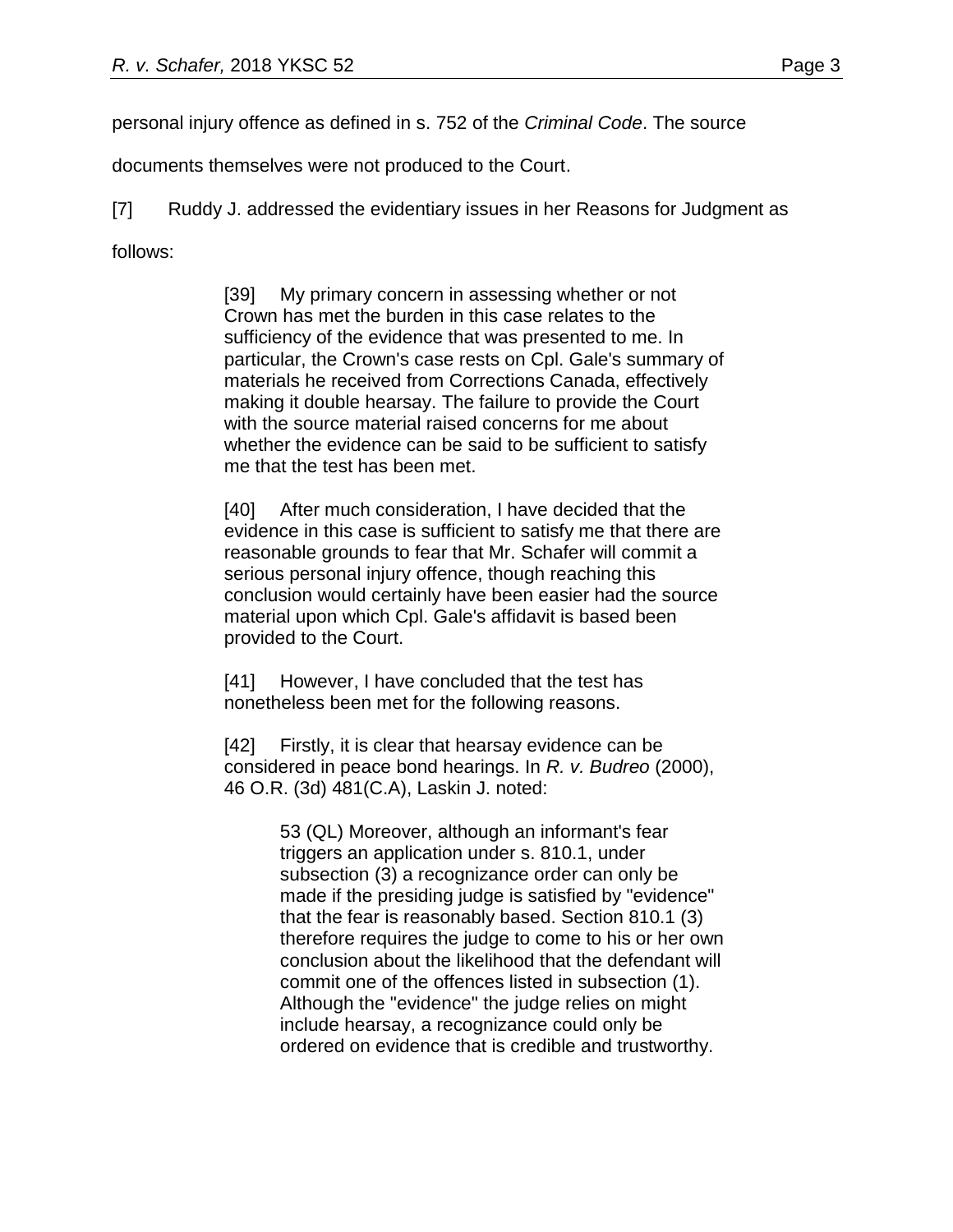personal injury offence as defined in s. 752 of the *Criminal Code*. The source documents themselves were not produced to the Court.

[7] Ruddy J. addressed the evidentiary issues in her Reasons for Judgment as follows:

> [39] My primary concern in assessing whether or not Crown has met the burden in this case relates to the sufficiency of the evidence that was presented to me. In particular, the Crown's case rests on Cpl. Gale's summary of materials he received from Corrections Canada, effectively making it double hearsay. The failure to provide the Court with the source material raised concerns for me about whether the evidence can be said to be sufficient to satisfy me that the test has been met.
>
> [40] After much consideration, I have decided that the evidence in this case is sufficient to satisfy me that there are reasonable grounds to fear that Mr. Schafer will commit a serious personal injury offence, though reaching this conclusion would certainly have been easier had the source material upon which Cpl. Gale's affidavit is based been provided to the Court.
>
> [41] However, I have concluded that the test has nonetheless been met for the following reasons.
>
> [42] Firstly, it is clear that hearsay evidence can be considered in peace bond hearings. In *R. v. Budreo* (2000), 46 O.R. (3d) 481(C.A), Laskin J. noted:
>
> > 53 (QL) Moreover, although an informant's fear triggers an application under s. 810.1, under subsection (3) a recognizance order can only be made if the presiding judge is satisfied by "evidence" that the fear is reasonably based. Section 810.1 (3) therefore requires the judge to come to his or her own conclusion about the likelihood that the defendant will commit one of the offences listed in subsection (1). Although the "evidence" the judge relies on might include hearsay, a recognizance could only be ordered on evidence that is credible and trustworthy.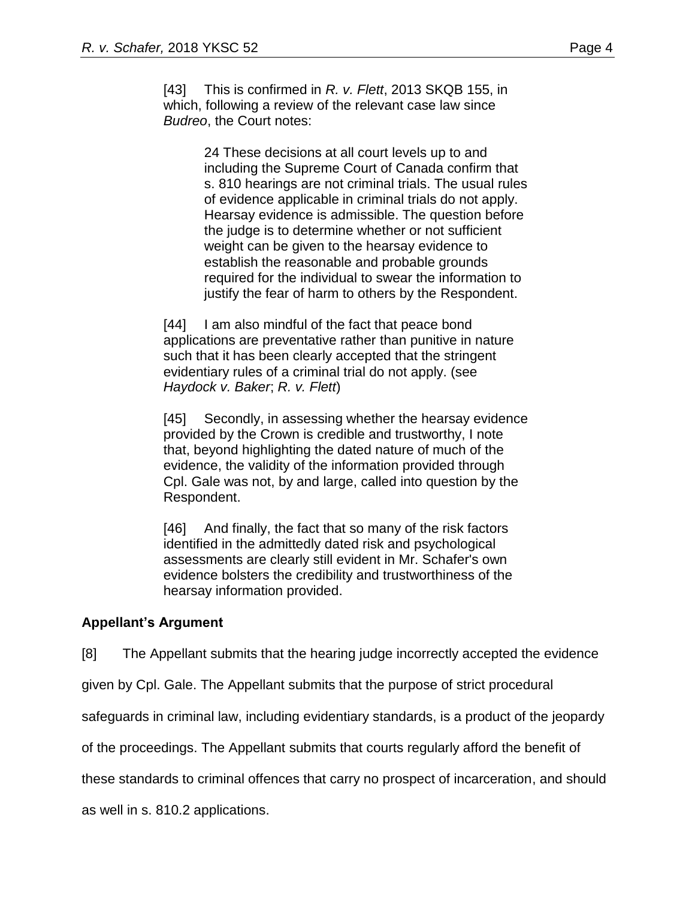> [43] This is confirmed in *R. v. Flett*, 2013 SKQB 155, in which, following a review of the relevant case law since *Budreo*, the Court notes:
>
> > 24 These decisions at all court levels up to and including the Supreme Court of Canada confirm that s. 810 hearings are not criminal trials. The usual rules of evidence applicable in criminal trials do not apply. Hearsay evidence is admissible. The question before the judge is to determine whether or not sufficient weight can be given to the hearsay evidence to establish the reasonable and probable grounds required for the individual to swear the information to justify the fear of harm to others by the Respondent.
>
> [44] I am also mindful of the fact that peace bond applications are preventative rather than punitive in nature such that it has been clearly accepted that the stringent evidentiary rules of a criminal trial do not apply. (see *Haydock v. Baker*; *R. v. Flett*)
>
> [45] Secondly, in assessing whether the hearsay evidence provided by the Crown is credible and trustworthy, I note that, beyond highlighting the dated nature of much of the evidence, the validity of the information provided through Cpl. Gale was not, by and large, called into question by the Respondent.
>
> [46] And finally, the fact that so many of the risk factors identified in the admittedly dated risk and psychological assessments are clearly still evident in Mr. Schafer's own evidence bolsters the credibility and trustworthiness of the hearsay information provided.

**Appellant's Argument**

[8] The Appellant submits that the hearing judge incorrectly accepted the evidence given by Cpl. Gale. The Appellant submits that the purpose of strict procedural safeguards in criminal law, including evidentiary standards, is a product of the jeopardy of the proceedings. The Appellant submits that courts regularly afford the benefit of these standards to criminal offences that carry no prospect of incarceration, and should as well in s. 810.2 applications.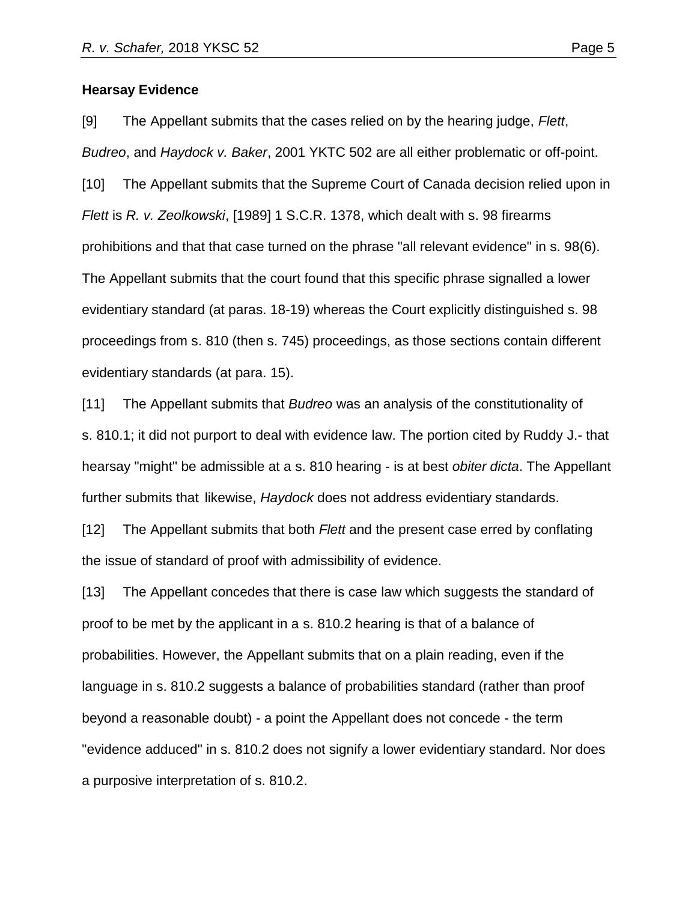**Hearsay Evidence**

[9] The Appellant submits that the cases relied on by the hearing judge, *Flett*, *Budreo*, and *Haydock v. Baker*, 2001 YKTC 502 are all either problematic or off-point.

[10] The Appellant submits that the Supreme Court of Canada decision relied upon in *Flett* is *R. v. Zeolkowski*, [1989] 1 S.C.R. 1378, which dealt with s. 98 firearms prohibitions and that that case turned on the phrase "all relevant evidence" in s. 98(6). The Appellant submits that the court found that this specific phrase signalled a lower evidentiary standard (at paras. 18-19) whereas the Court explicitly distinguished s. 98 proceedings from s. 810 (then s. 745) proceedings, as those sections contain different evidentiary standards (at para. 15).

[11] The Appellant submits that *Budreo* was an analysis of the constitutionality of s. 810.1; it did not purport to deal with evidence law. The portion cited by Ruddy J.- that hearsay "might" be admissible at a s. 810 hearing - is at best *obiter dicta*. The Appellant further submits that likewise, *Haydock* does not address evidentiary standards.

[12] The Appellant submits that both *Flett* and the present case erred by conflating the issue of standard of proof with admissibility of evidence.

[13] The Appellant concedes that there is case law which suggests the standard of proof to be met by the applicant in a s. 810.2 hearing is that of a balance of probabilities. However, the Appellant submits that on a plain reading, even if the language in s. 810.2 suggests a balance of probabilities standard (rather than proof beyond a reasonable doubt) - a point the Appellant does not concede - the term "evidence adduced" in s. 810.2 does not signify a lower evidentiary standard. Nor does a purposive interpretation of s. 810.2.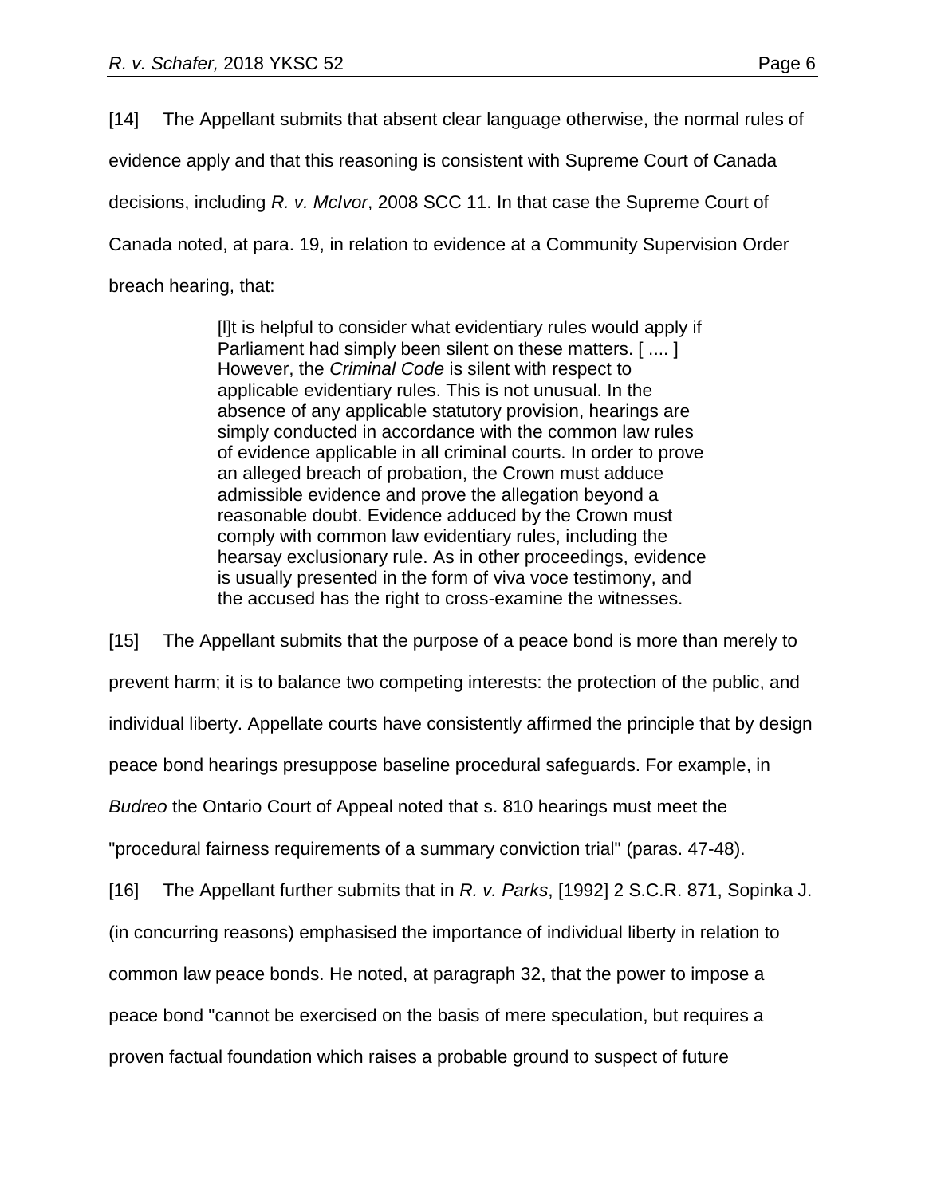[14] The Appellant submits that absent clear language otherwise, the normal rules of evidence apply and that this reasoning is consistent with Supreme Court of Canada decisions, including *R. v. McIvor*, 2008 SCC 11. In that case the Supreme Court of Canada noted, at para. 19, in relation to evidence at a Community Supervision Order breach hearing, that:

> [I]t is helpful to consider what evidentiary rules would apply if Parliament had simply been silent on these matters. [ .... ] However, the *Criminal Code* is silent with respect to applicable evidentiary rules. This is not unusual. In the absence of any applicable statutory provision, hearings are simply conducted in accordance with the common law rules of evidence applicable in all criminal courts. In order to prove an alleged breach of probation, the Crown must adduce admissible evidence and prove the allegation beyond a reasonable doubt. Evidence adduced by the Crown must comply with common law evidentiary rules, including the hearsay exclusionary rule. As in other proceedings, evidence is usually presented in the form of viva voce testimony, and the accused has the right to cross-examine the witnesses.

[15] The Appellant submits that the purpose of a peace bond is more than merely to prevent harm; it is to balance two competing interests: the protection of the public, and individual liberty. Appellate courts have consistently affirmed the principle that by design peace bond hearings presuppose baseline procedural safeguards. For example, in *Budreo* the Ontario Court of Appeal noted that s. 810 hearings must meet the "procedural fairness requirements of a summary conviction trial" (paras. 47-48).

[16] The Appellant further submits that in *R. v. Parks*, [1992] 2 S.C.R. 871, Sopinka J. (in concurring reasons) emphasised the importance of individual liberty in relation to common law peace bonds. He noted, at paragraph 32, that the power to impose a peace bond "cannot be exercised on the basis of mere speculation, but requires a proven factual foundation which raises a probable ground to suspect of future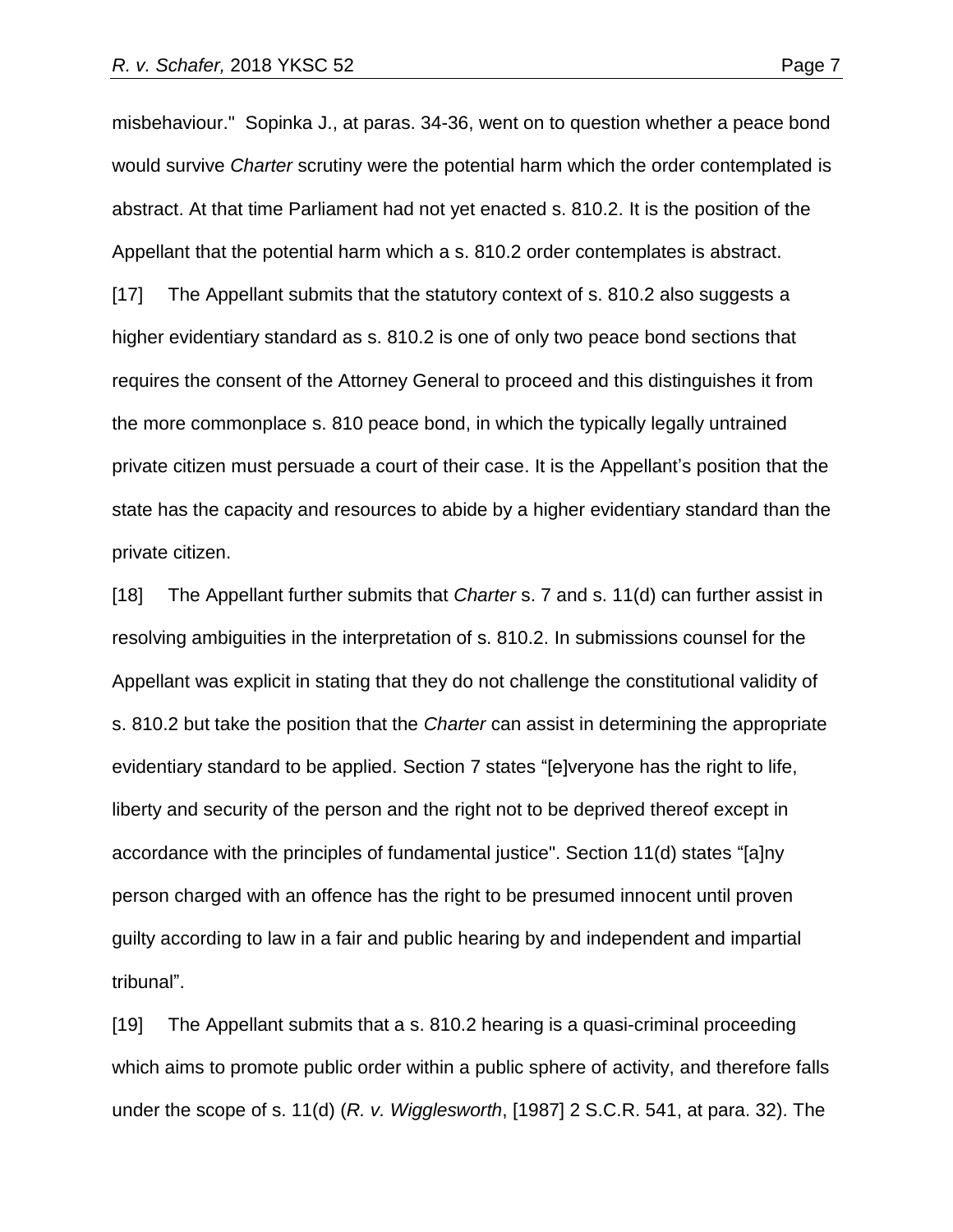misbehaviour." Sopinka J., at paras. 34-36, went on to question whether a peace bond would survive *Charter* scrutiny were the potential harm which the order contemplated is abstract. At that time Parliament had not yet enacted s. 810.2. It is the position of the Appellant that the potential harm which a s. 810.2 order contemplates is abstract.

[17] The Appellant submits that the statutory context of s. 810.2 also suggests a higher evidentiary standard as s. 810.2 is one of only two peace bond sections that requires the consent of the Attorney General to proceed and this distinguishes it from the more commonplace s. 810 peace bond, in which the typically legally untrained private citizen must persuade a court of their case. It is the Appellant's position that the state has the capacity and resources to abide by a higher evidentiary standard than the private citizen.

[18] The Appellant further submits that *Charter* s. 7 and s. 11(d) can further assist in resolving ambiguities in the interpretation of s. 810.2. In submissions counsel for the Appellant was explicit in stating that they do not challenge the constitutional validity of s. 810.2 but take the position that the *Charter* can assist in determining the appropriate evidentiary standard to be applied. Section 7 states "[e]veryone has the right to life, liberty and security of the person and the right not to be deprived thereof except in accordance with the principles of fundamental justice". Section 11(d) states "[a]ny person charged with an offence has the right to be presumed innocent until proven guilty according to law in a fair and public hearing by and independent and impartial tribunal".

[19] The Appellant submits that a s. 810.2 hearing is a quasi-criminal proceeding which aims to promote public order within a public sphere of activity, and therefore falls under the scope of s. 11(d) (*R. v. Wigglesworth*, [1987] 2 S.C.R. 541, at para. 32). The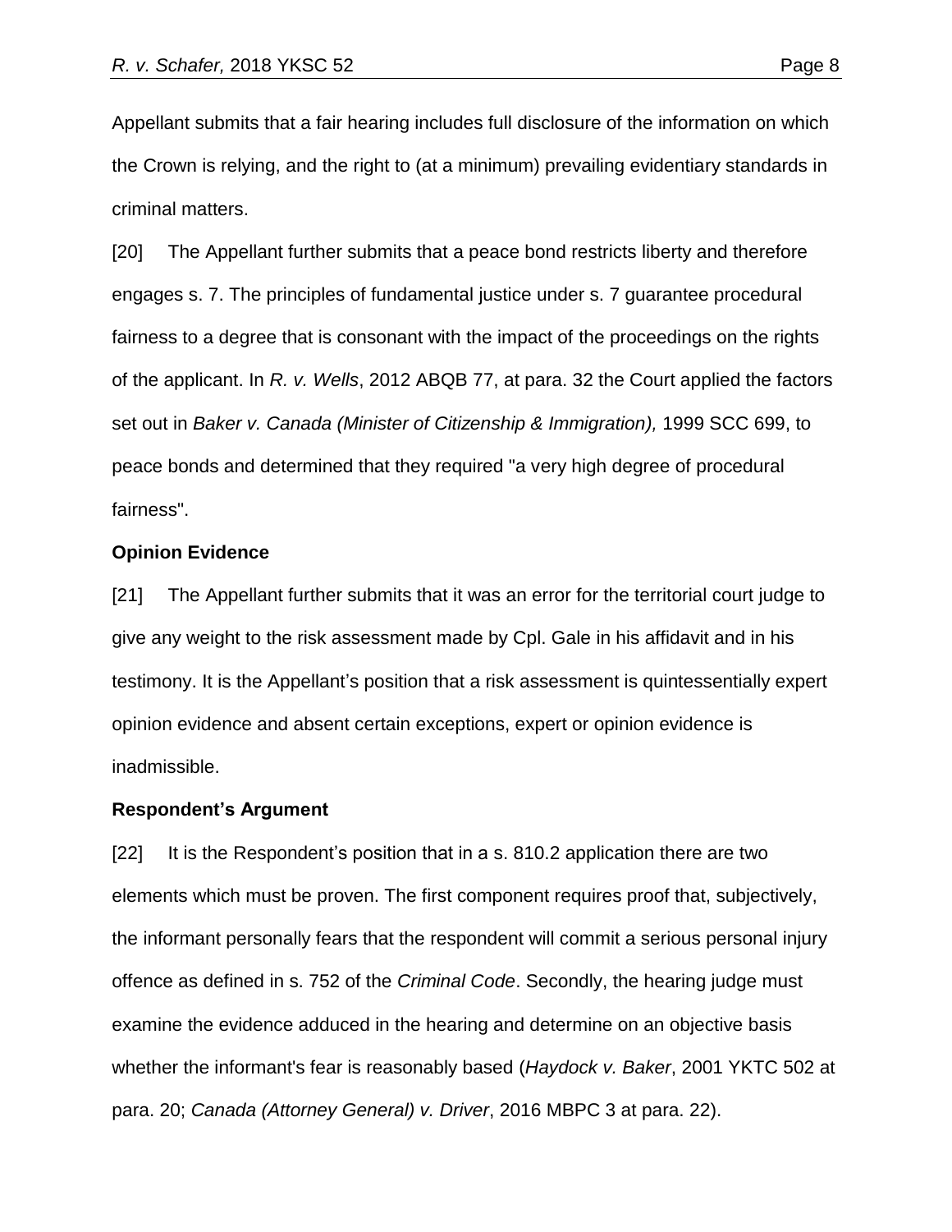Appellant submits that a fair hearing includes full disclosure of the information on which the Crown is relying, and the right to (at a minimum) prevailing evidentiary standards in criminal matters.

[20] The Appellant further submits that a peace bond restricts liberty and therefore engages s. 7. The principles of fundamental justice under s. 7 guarantee procedural fairness to a degree that is consonant with the impact of the proceedings on the rights of the applicant. In *R. v. Wells*, 2012 ABQB 77, at para. 32 the Court applied the factors set out in *Baker v. Canada (Minister of Citizenship & Immigration),* 1999 SCC 699, to peace bonds and determined that they required "a very high degree of procedural fairness".

**Opinion Evidence**

[21] The Appellant further submits that it was an error for the territorial court judge to give any weight to the risk assessment made by Cpl. Gale in his affidavit and in his testimony. It is the Appellant's position that a risk assessment is quintessentially expert opinion evidence and absent certain exceptions, expert or opinion evidence is inadmissible.

**Respondent's Argument**

[22] It is the Respondent's position that in a s. 810.2 application there are two elements which must be proven. The first component requires proof that, subjectively, the informant personally fears that the respondent will commit a serious personal injury offence as defined in s. 752 of the *Criminal Code*. Secondly, the hearing judge must examine the evidence adduced in the hearing and determine on an objective basis whether the informant's fear is reasonably based (*Haydock v. Baker*, 2001 YKTC 502 at para. 20; *Canada (Attorney General) v. Driver*, 2016 MBPC 3 at para. 22).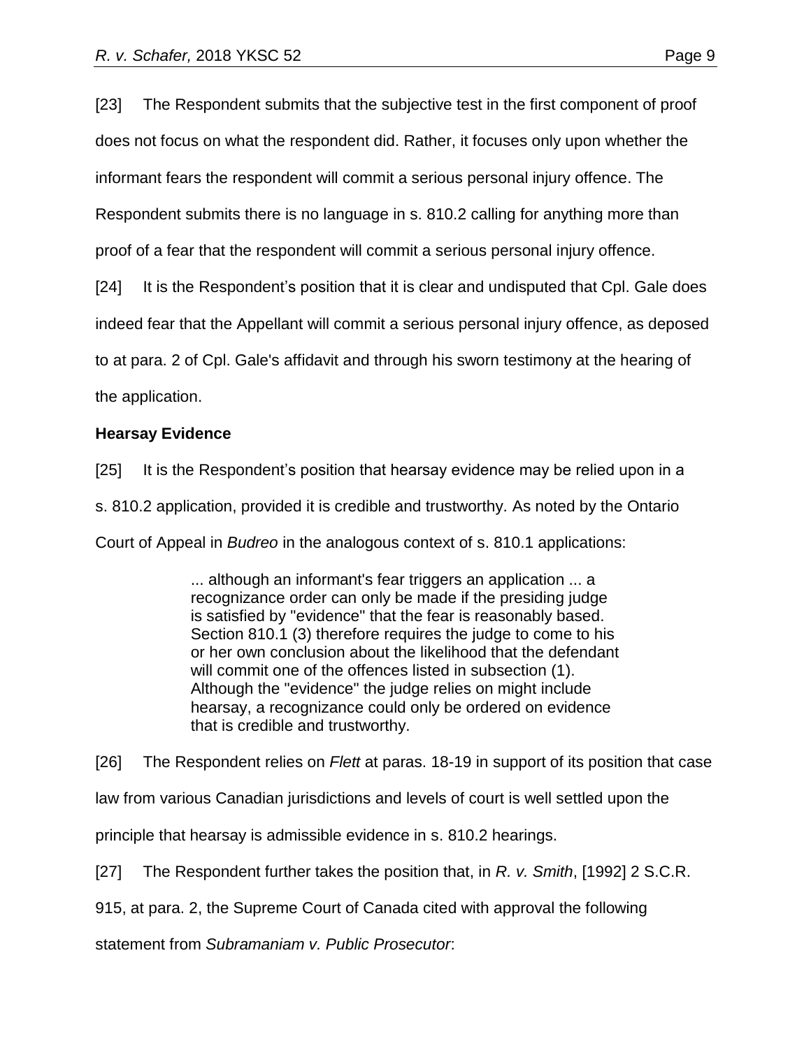[23] The Respondent submits that the subjective test in the first component of proof does not focus on what the respondent did. Rather, it focuses only upon whether the informant fears the respondent will commit a serious personal injury offence. The Respondent submits there is no language in s. 810.2 calling for anything more than proof of a fear that the respondent will commit a serious personal injury offence.

[24] It is the Respondent's position that it is clear and undisputed that Cpl. Gale does indeed fear that the Appellant will commit a serious personal injury offence, as deposed to at para. 2 of Cpl. Gale's affidavit and through his sworn testimony at the hearing of the application.

**Hearsay Evidence**

[25] It is the Respondent's position that hearsay evidence may be relied upon in a s. 810.2 application, provided it is credible and trustworthy. As noted by the Ontario Court of Appeal in *Budreo* in the analogous context of s. 810.1 applications:

> ... although an informant's fear triggers an application ... a recognizance order can only be made if the presiding judge is satisfied by "evidence" that the fear is reasonably based. Section 810.1 (3) therefore requires the judge to come to his or her own conclusion about the likelihood that the defendant will commit one of the offences listed in subsection (1). Although the "evidence" the judge relies on might include hearsay, a recognizance could only be ordered on evidence that is credible and trustworthy.

[26] The Respondent relies on *Flett* at paras. 18-19 in support of its position that case law from various Canadian jurisdictions and levels of court is well settled upon the principle that hearsay is admissible evidence in s. 810.2 hearings.

[27] The Respondent further takes the position that, in *R. v. Smith*, [1992] 2 S.C.R. 915, at para. 2, the Supreme Court of Canada cited with approval the following statement from *Subramaniam v. Public Prosecutor*: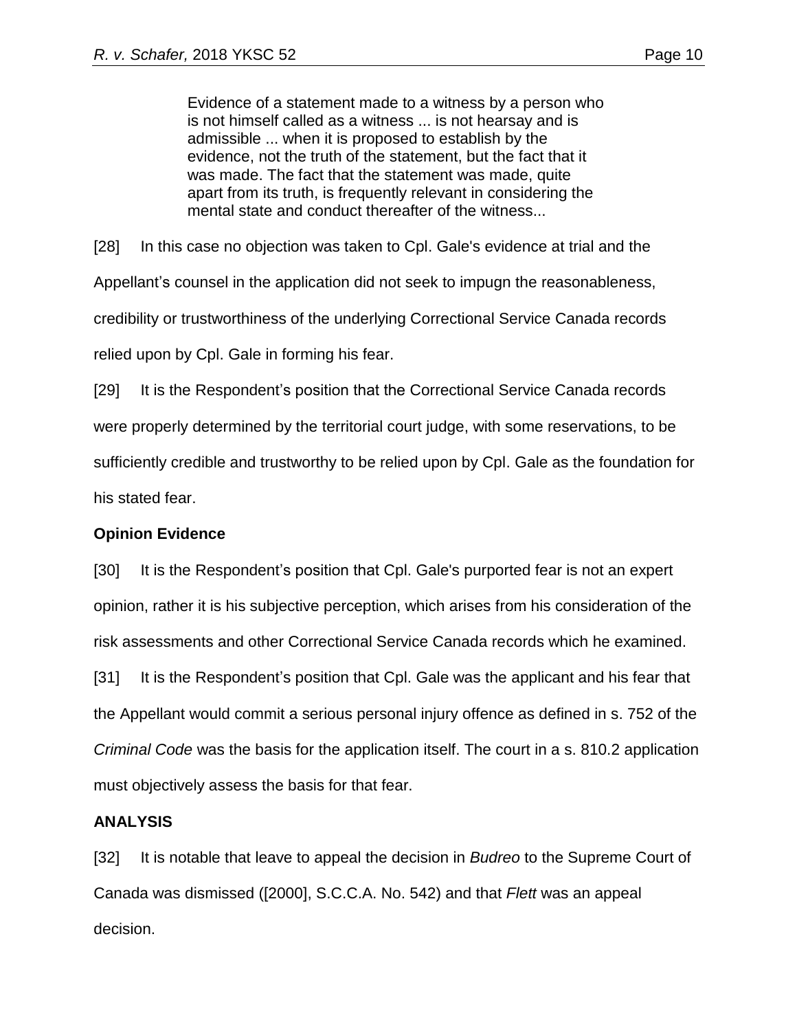> Evidence of a statement made to a witness by a person who is not himself called as a witness ... is not hearsay and is admissible ... when it is proposed to establish by the evidence, not the truth of the statement, but the fact that it was made. The fact that the statement was made, quite apart from its truth, is frequently relevant in considering the mental state and conduct thereafter of the witness...

[28] In this case no objection was taken to Cpl. Gale's evidence at trial and the Appellant's counsel in the application did not seek to impugn the reasonableness, credibility or trustworthiness of the underlying Correctional Service Canada records relied upon by Cpl. Gale in forming his fear.

[29] It is the Respondent's position that the Correctional Service Canada records were properly determined by the territorial court judge, with some reservations, to be sufficiently credible and trustworthy to be relied upon by Cpl. Gale as the foundation for his stated fear.

**Opinion Evidence**

[30] It is the Respondent's position that Cpl. Gale's purported fear is not an expert opinion, rather it is his subjective perception, which arises from his consideration of the risk assessments and other Correctional Service Canada records which he examined.

[31] It is the Respondent's position that Cpl. Gale was the applicant and his fear that the Appellant would commit a serious personal injury offence as defined in s. 752 of the *Criminal Code* was the basis for the application itself. The court in a s. 810.2 application must objectively assess the basis for that fear.

**ANALYSIS**

[32] It is notable that leave to appeal the decision in *Budreo* to the Supreme Court of Canada was dismissed ([2000], S.C.C.A. No. 542) and that *Flett* was an appeal decision.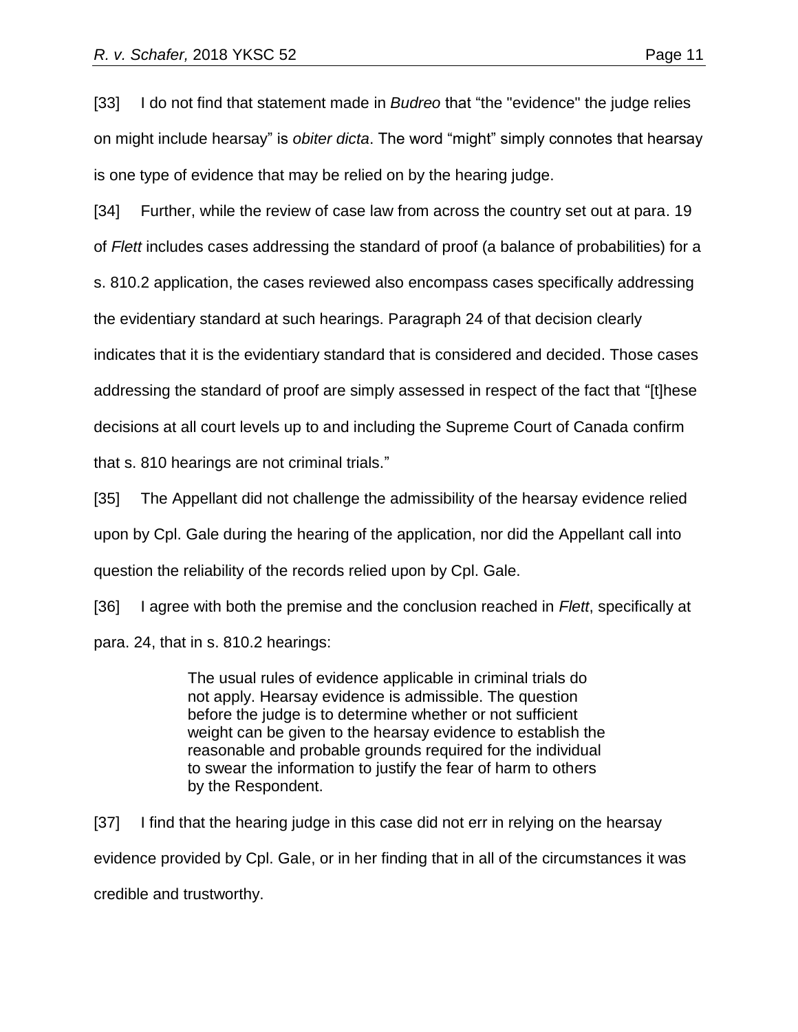[33] I do not find that statement made in *Budreo* that “the "evidence" the judge relies on might include hearsay” is *obiter dicta*. The word “might” simply connotes that hearsay is one type of evidence that may be relied on by the hearing judge.

[34] Further, while the review of case law from across the country set out at para. 19 of *Flett* includes cases addressing the standard of proof (a balance of probabilities) for a s. 810.2 application, the cases reviewed also encompass cases specifically addressing the evidentiary standard at such hearings. Paragraph 24 of that decision clearly indicates that it is the evidentiary standard that is considered and decided. Those cases addressing the standard of proof are simply assessed in respect of the fact that “[t]hese decisions at all court levels up to and including the Supreme Court of Canada confirm that s. 810 hearings are not criminal trials.”

[35] The Appellant did not challenge the admissibility of the hearsay evidence relied upon by Cpl. Gale during the hearing of the application, nor did the Appellant call into question the reliability of the records relied upon by Cpl. Gale.

[36] I agree with both the premise and the conclusion reached in *Flett*, specifically at para. 24, that in s. 810.2 hearings:

> The usual rules of evidence applicable in criminal trials do not apply. Hearsay evidence is admissible. The question before the judge is to determine whether or not sufficient weight can be given to the hearsay evidence to establish the reasonable and probable grounds required for the individual to swear the information to justify the fear of harm to others by the Respondent.

[37] I find that the hearing judge in this case did not err in relying on the hearsay evidence provided by Cpl. Gale, or in her finding that in all of the circumstances it was credible and trustworthy.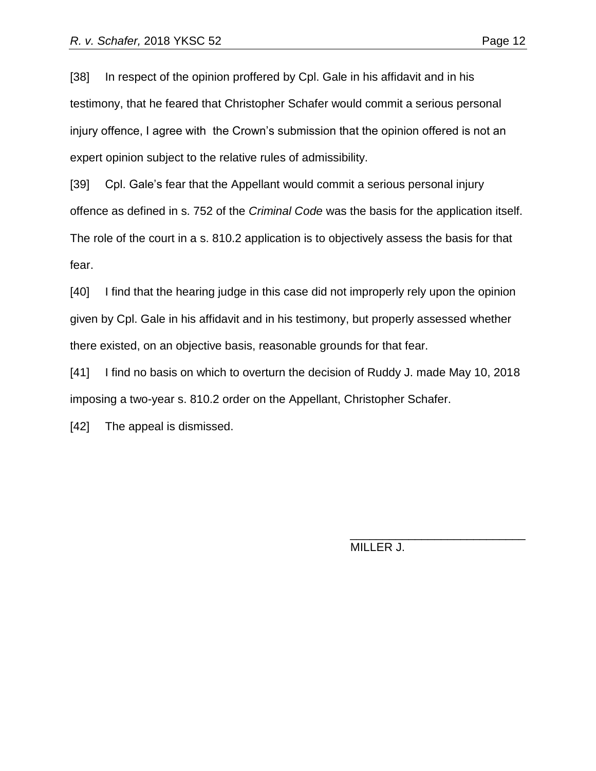[38] In respect of the opinion proffered by Cpl. Gale in his affidavit and in his testimony, that he feared that Christopher Schafer would commit a serious personal injury offence, I agree with the Crown's submission that the opinion offered is not an expert opinion subject to the relative rules of admissibility.

[39] Cpl. Gale's fear that the Appellant would commit a serious personal injury offence as defined in s. 752 of the *Criminal Code* was the basis for the application itself. The role of the court in a s. 810.2 application is to objectively assess the basis for that fear.

[40] I find that the hearing judge in this case did not improperly rely upon the opinion given by Cpl. Gale in his affidavit and in his testimony, but properly assessed whether there existed, on an objective basis, reasonable grounds for that fear.

[41] I find no basis on which to overturn the decision of Ruddy J. made May 10, 2018 imposing a two-year s. 810.2 order on the Appellant, Christopher Schafer.

[42] The appeal is dismissed.

___________________________

MILLER J.